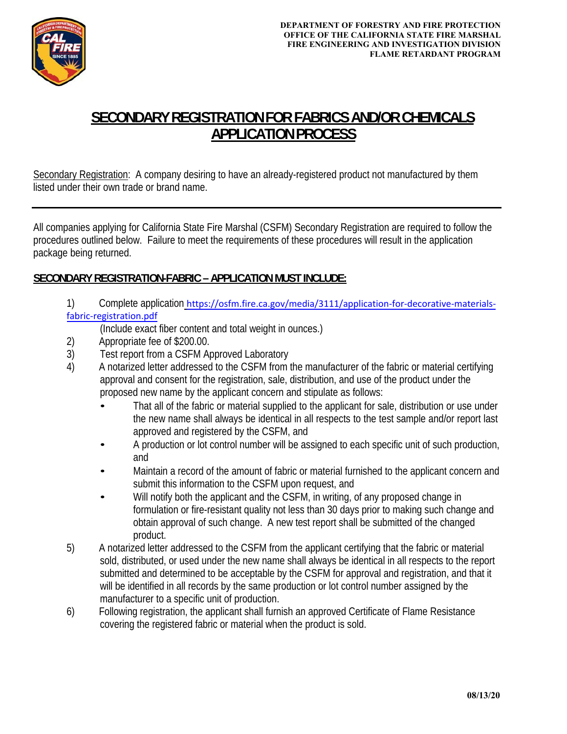DEPARTMENT OF FORESTRY AND FIRE PROTECTION
OFFICE OF THE CALIFORNIA STATE FIRE MARSHAL
FIRE ENGINEERING AND INVESTIGATION DIVISION
FLAME RETARDANT PROGRAM

# SECONDARY REGISTRATION FOR FABRICS AND/OR CHEMICALS APPLICATION PROCESS

Secondary Registration: A company desiring to have an already-registered product not manufactured by them listed under their own trade or brand name.

---

All companies applying for California State Fire Marshal (CSFM) Secondary Registration are required to follow the procedures outlined below. Failure to meet the requirements of these procedures will result in the application package being returned.

## SECONDARY REGISTRATION-FABRIC – APPLICATION MUST INCLUDE:

1) Complete application https://osfm.fire.ca.gov/media/3111/application-for-decorative-materials-fabric-registration.pdf
   (Include exact fiber content and total weight in ounces.)
2) Appropriate fee of $200.00.
3) Test report from a CSFM Approved Laboratory
4) A notarized letter addressed to the CSFM from the manufacturer of the fabric or material certifying approval and consent for the registration, sale, distribution, and use of the product under the proposed new name by the applicant concern and stipulate as follows:
   - That all of the fabric or material supplied to the applicant for sale, distribution or use under the new name shall always be identical in all respects to the test sample and/or report last approved and registered by the CSFM, and
   - A production or lot control number will be assigned to each specific unit of such production, and
   - Maintain a record of the amount of fabric or material furnished to the applicant concern and submit this information to the CSFM upon request, and
   - Will notify both the applicant and the CSFM, in writing, of any proposed change in formulation or fire-resistant quality not less than 30 days prior to making such change and obtain approval of such change. A new test report shall be submitted of the changed product.
5) A notarized letter addressed to the CSFM from the applicant certifying that the fabric or material sold, distributed, or used under the new name shall always be identical in all respects to the report submitted and determined to be acceptable by the CSFM for approval and registration, and that it will be identified in all records by the same production or lot control number assigned by the manufacturer to a specific unit of production.
6) Following registration, the applicant shall furnish an approved Certificate of Flame Resistance covering the registered fabric or material when the product is sold.

08/13/20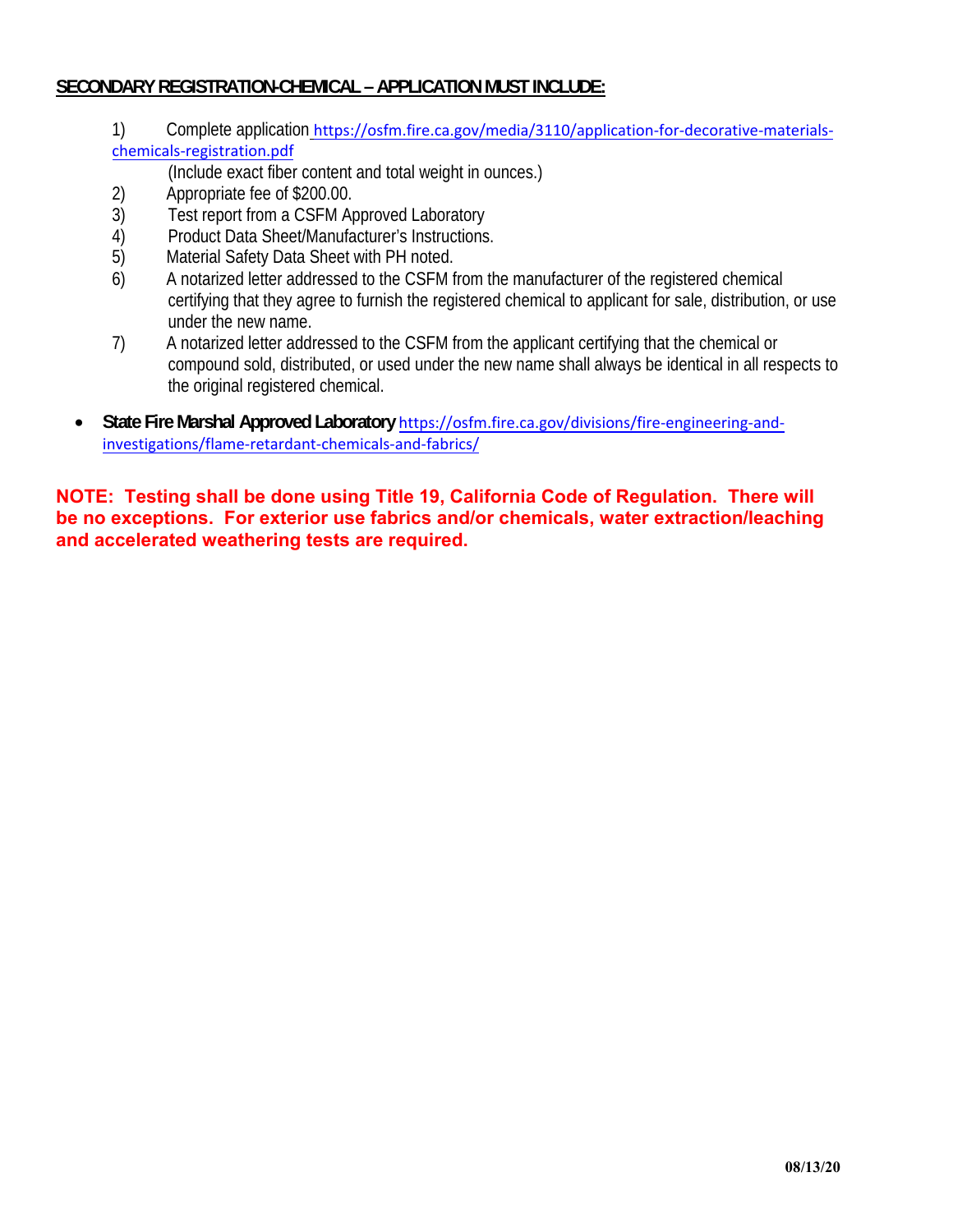**SECONDARY REGISTRATION-CHEMICAL – APPLICATION MUST INCLUDE:**

1) Complete application https://osfm.fire.ca.gov/media/3110/application-for-decorative-materials-chemicals-registration.pdf
   (Include exact fiber content and total weight in ounces.)
2) Appropriate fee of $200.00.
3) Test report from a CSFM Approved Laboratory
4) Product Data Sheet/Manufacturer's Instructions.
5) Material Safety Data Sheet with PH noted.
6) A notarized letter addressed to the CSFM from the manufacturer of the registered chemical certifying that they agree to furnish the registered chemical to applicant for sale, distribution, or use under the new name.
7) A notarized letter addressed to the CSFM from the applicant certifying that the chemical or compound sold, distributed, or used under the new name shall always be identical in all respects to the original registered chemical.

- **State Fire Marshal Approved Laboratory** https://osfm.fire.ca.gov/divisions/fire-engineering-and-investigations/flame-retardant-chemicals-and-fabrics/

**NOTE: Testing shall be done using Title 19, California Code of Regulation. There will be no exceptions. For exterior use fabrics and/or chemicals, water extraction/leaching and accelerated weathering tests are required.**

08/13/20